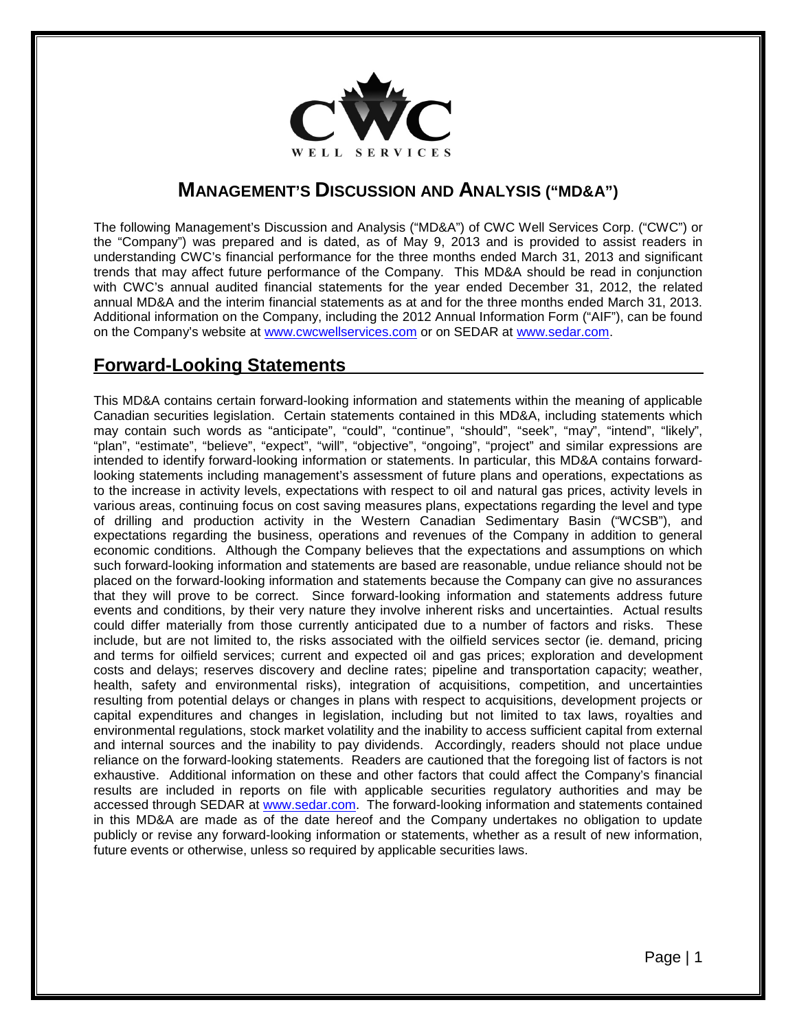# MANAGEMENT'S DISCUSSION AND ANALYSIS ("MD&A")

The following Management's Discussion and Analysis ("MD&A") of CWC Well Services Corp. ("CWC") or the "Company") was prepared and is dated, as of May 9, 2013 and is provided to assist readers in understanding CWC's financial performance for the three months ended March 31, 2013 and significant trends that may affect future performance of the Company. This MD&A should be read in conjunction with CWC's annual audited financial statements for the year ended December 31, 2012, the related annual MD&A and the interim financial statements as at and for the three months ended March 31, 2013. Additional information on the Company, including the 2012 Annual Information Form ("AIF"), can be found on the Company's website at www.cwcwellservices.com or on SEDAR at www.sedar.com.

## Forward-Looking Statements

This MD&A contains certain forward-looking information and statements within the meaning of applicable Canadian securities legislation. Certain statements contained in this MD&A, including statements which may contain such words as "anticipate", "could", "continue", "should", "seek", "may", "intend", "likely", "plan", "estimate", "believe", "expect", "will", "objective", "ongoing", "project" and similar expressions are intended to identify forward-looking information or statements. In particular, this MD&A contains forward-looking statements including management's assessment of future plans and operations, expectations as to the increase in activity levels, expectations with respect to oil and natural gas prices, activity levels in various areas, continuing focus on cost saving measures plans, expectations regarding the level and type of drilling and production activity in the Western Canadian Sedimentary Basin ("WCSB"), and expectations regarding the business, operations and revenues of the Company in addition to general economic conditions. Although the Company believes that the expectations and assumptions on which such forward-looking information and statements are based are reasonable, undue reliance should not be placed on the forward-looking information and statements because the Company can give no assurances that they will prove to be correct. Since forward-looking information and statements address future events and conditions, by their very nature they involve inherent risks and uncertainties. Actual results could differ materially from those currently anticipated due to a number of factors and risks. These include, but are not limited to, the risks associated with the oilfield services sector (ie. demand, pricing and terms for oilfield services; current and expected oil and gas prices; exploration and development costs and delays; reserves discovery and decline rates; pipeline and transportation capacity; weather, health, safety and environmental risks), integration of acquisitions, competition, and uncertainties resulting from potential delays or changes in plans with respect to acquisitions, development projects or capital expenditures and changes in legislation, including but not limited to tax laws, royalties and environmental regulations, stock market volatility and the inability to access sufficient capital from external and internal sources and the inability to pay dividends. Accordingly, readers should not place undue reliance on the forward-looking statements. Readers are cautioned that the foregoing list of factors is not exhaustive. Additional information on these and other factors that could affect the Company's financial results are included in reports on file with applicable securities regulatory authorities and may be accessed through SEDAR at www.sedar.com. The forward-looking information and statements contained in this MD&A are made as of the date hereof and the Company undertakes no obligation to update publicly or revise any forward-looking information or statements, whether as a result of new information, future events or otherwise, unless so required by applicable securities laws.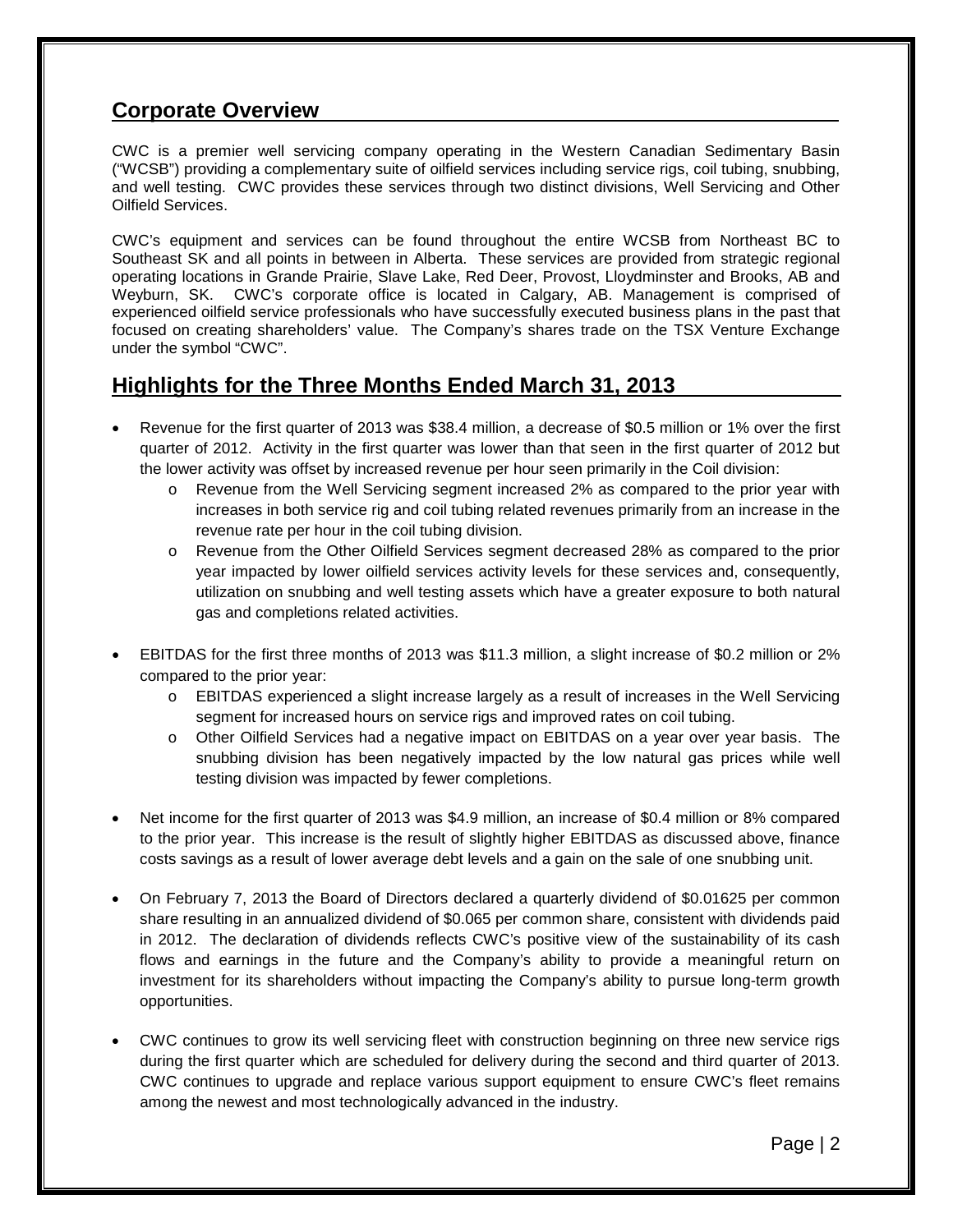## Corporate Overview

CWC is a premier well servicing company operating in the Western Canadian Sedimentary Basin ("WCSB") providing a complementary suite of oilfield services including service rigs, coil tubing, snubbing, and well testing. CWC provides these services through two distinct divisions, Well Servicing and Other Oilfield Services.

CWC's equipment and services can be found throughout the entire WCSB from Northeast BC to Southeast SK and all points in between in Alberta. These services are provided from strategic regional operating locations in Grande Prairie, Slave Lake, Red Deer, Provost, Lloydminster and Brooks, AB and Weyburn, SK. CWC's corporate office is located in Calgary, AB. Management is comprised of experienced oilfield service professionals who have successfully executed business plans in the past that focused on creating shareholders' value. The Company's shares trade on the TSX Venture Exchange under the symbol "CWC".

## Highlights for the Three Months Ended March 31, 2013

- Revenue for the first quarter of 2013 was $38.4 million, a decrease of $0.5 million or 1% over the first quarter of 2012. Activity in the first quarter was lower than that seen in the first quarter of 2012 but the lower activity was offset by increased revenue per hour seen primarily in the Coil division:
  - Revenue from the Well Servicing segment increased 2% as compared to the prior year with increases in both service rig and coil tubing related revenues primarily from an increase in the revenue rate per hour in the coil tubing division.
  - Revenue from the Other Oilfield Services segment decreased 28% as compared to the prior year impacted by lower oilfield services activity levels for these services and, consequently, utilization on snubbing and well testing assets which have a greater exposure to both natural gas and completions related activities.
- EBITDAS for the first three months of 2013 was $11.3 million, a slight increase of $0.2 million or 2% compared to the prior year:
  - EBITDAS experienced a slight increase largely as a result of increases in the Well Servicing segment for increased hours on service rigs and improved rates on coil tubing.
  - Other Oilfield Services had a negative impact on EBITDAS on a year over year basis. The snubbing division has been negatively impacted by the low natural gas prices while well testing division was impacted by fewer completions.
- Net income for the first quarter of 2013 was $4.9 million, an increase of $0.4 million or 8% compared to the prior year. This increase is the result of slightly higher EBITDAS as discussed above, finance costs savings as a result of lower average debt levels and a gain on the sale of one snubbing unit.
- On February 7, 2013 the Board of Directors declared a quarterly dividend of $0.01625 per common share resulting in an annualized dividend of $0.065 per common share, consistent with dividends paid in 2012. The declaration of dividends reflects CWC's positive view of the sustainability of its cash flows and earnings in the future and the Company's ability to provide a meaningful return on investment for its shareholders without impacting the Company's ability to pursue long-term growth opportunities.
- CWC continues to grow its well servicing fleet with construction beginning on three new service rigs during the first quarter which are scheduled for delivery during the second and third quarter of 2013. CWC continues to upgrade and replace various support equipment to ensure CWC's fleet remains among the newest and most technologically advanced in the industry.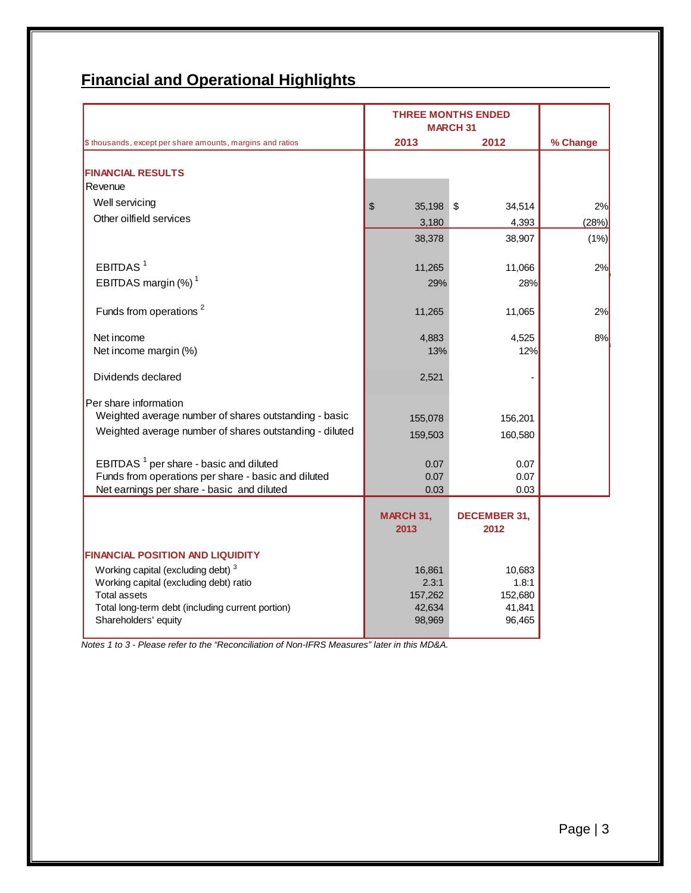## Financial and Operational Highlights

| $ thousands, except per share amounts, margins and ratios | THREE MONTHS ENDED MARCH 31 2013 | 2012 | % Change |
|---|---|---|---|
| **FINANCIAL RESULTS** | | | |
| Revenue | | | |
| Well servicing | $ 35,198 | $ 34,514 | 2% |
| Other oilfield services | 3,180 | 4,393 | (28%) |
| | 38,378 | 38,907 | (1%) |
| EBITDAS [1] | 11,265 | 11,066 | 2% |
| EBITDAS margin (%) [1] | 29% | 28% | |
| Funds from operations [2] | 11,265 | 11,065 | 2% |
| Net income | 4,883 | 4,525 | 8% |
| Net income margin (%) | 13% | 12% | |
| Dividends declared | 2,521 | - | |
| Per share information | | | |
| Weighted average number of shares outstanding - basic | 155,078 | 156,201 | |
| Weighted average number of shares outstanding - diluted | 159,503 | 160,580 | |
| EBITDAS [1] per share - basic and diluted | 0.07 | 0.07 | |
| Funds from operations per share - basic and diluted | 0.07 | 0.07 | |
| Net earnings per share - basic and diluted | 0.03 | 0.03 | |
| | **MARCH 31, 2013** | **DECEMBER 31, 2012** | |
| **FINANCIAL POSITION AND LIQUIDITY** | | | |
| Working capital (excluding debt) [3] | 16,861 | 10,683 | |
| Working capital (excluding debt) ratio | 2.3:1 | 1.8:1 | |
| Total assets | 157,262 | 152,680 | |
| Total long-term debt (including current portion) | 42,634 | 41,841 | |
| Shareholders' equity | 98,969 | 96,465 | |

*Notes 1 to 3 - Please refer to the "Reconciliation of Non-IFRS Measures" later in this MD&A.*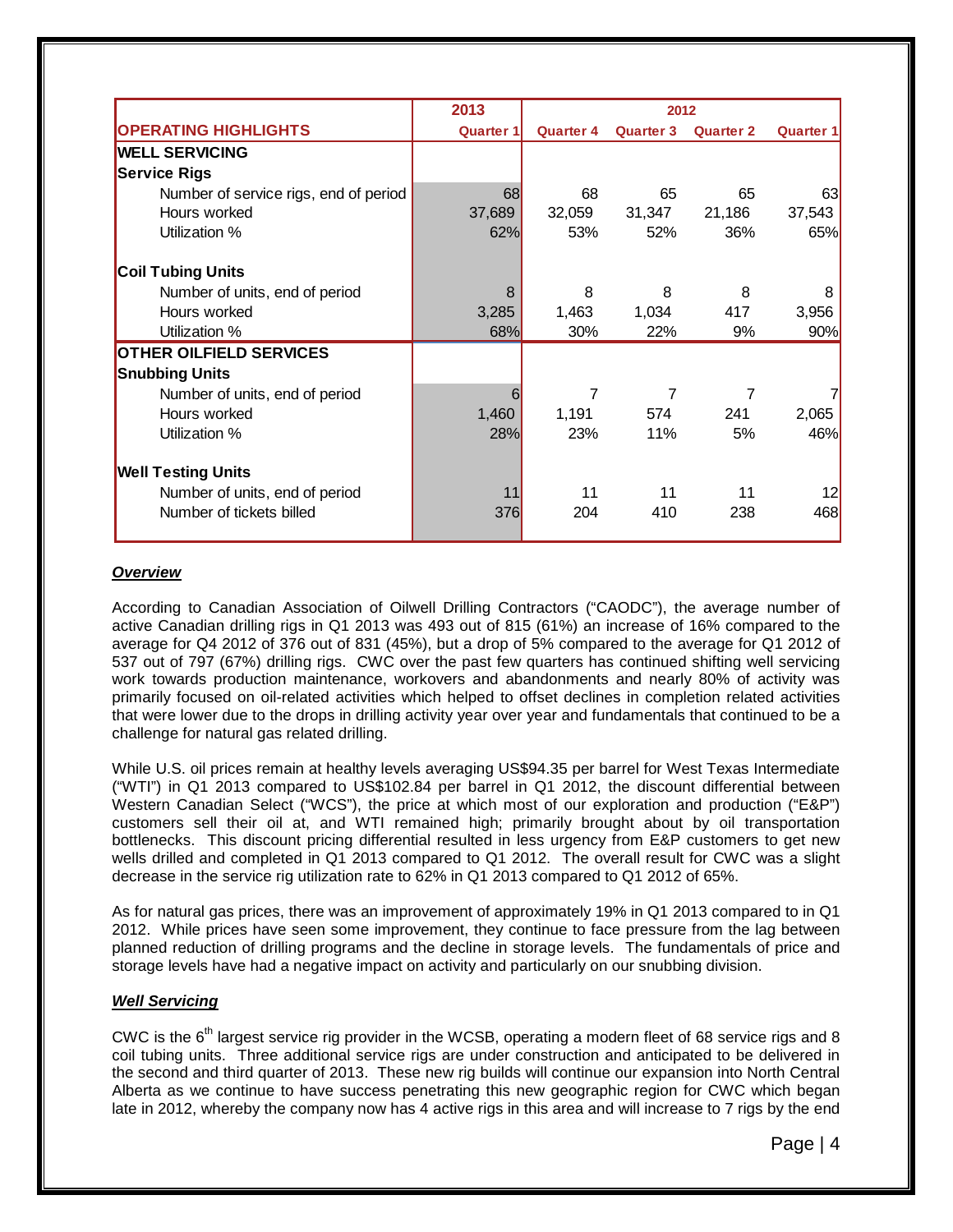| OPERATING HIGHLIGHTS | 2013 Quarter 1 | 2012 Quarter 4 | 2012 Quarter 3 | 2012 Quarter 2 | 2012 Quarter 1 |
|---|---|---|---|---|---|
| **WELL SERVICING** | | | | | |
| **Service Rigs** | | | | | |
| Number of service rigs, end of period | 68 | 68 | 65 | 65 | 63 |
| Hours worked | 37,689 | 32,059 | 31,347 | 21,186 | 37,543 |
| Utilization % | 62% | 53% | 52% | 36% | 65% |
| **Coil Tubing Units** | | | | | |
| Number of units, end of period | 8 | 8 | 8 | 8 | 8 |
| Hours worked | 3,285 | 1,463 | 1,034 | 417 | 3,956 |
| Utilization % | 68% | 30% | 22% | 9% | 90% |
| **OTHER OILFIELD SERVICES** | | | | | |
| **Snubbing Units** | | | | | |
| Number of units, end of period | 6 | 7 | 7 | 7 | 7 |
| Hours worked | 1,460 | 1,191 | 574 | 241 | 2,065 |
| Utilization % | 28% | 23% | 11% | 5% | 46% |
| **Well Testing Units** | | | | | |
| Number of units, end of period | 11 | 11 | 11 | 11 | 12 |
| Number of tickets billed | 376 | 204 | 410 | 238 | 468 |

***Overview***

According to Canadian Association of Oilwell Drilling Contractors ("CAODC"), the average number of active Canadian drilling rigs in Q1 2013 was 493 out of 815 (61%) an increase of 16% compared to the average for Q4 2012 of 376 out of 831 (45%), but a drop of 5% compared to the average for Q1 2012 of 537 out of 797 (67%) drilling rigs. CWC over the past few quarters has continued shifting well servicing work towards production maintenance, workovers and abandonments and nearly 80% of activity was primarily focused on oil-related activities which helped to offset declines in completion related activities that were lower due to the drops in drilling activity year over year and fundamentals that continued to be a challenge for natural gas related drilling.

While U.S. oil prices remain at healthy levels averaging US$94.35 per barrel for West Texas Intermediate ("WTI") in Q1 2013 compared to US$102.84 per barrel in Q1 2012, the discount differential between Western Canadian Select ("WCS"), the price at which most of our exploration and production ("E&P") customers sell their oil at, and WTI remained high; primarily brought about by oil transportation bottlenecks. This discount pricing differential resulted in less urgency from E&P customers to get new wells drilled and completed in Q1 2013 compared to Q1 2012. The overall result for CWC was a slight decrease in the service rig utilization rate to 62% in Q1 2013 compared to Q1 2012 of 65%.

As for natural gas prices, there was an improvement of approximately 19% in Q1 2013 compared to in Q1 2012. While prices have seen some improvement, they continue to face pressure from the lag between planned reduction of drilling programs and the decline in storage levels. The fundamentals of price and storage levels have had a negative impact on activity and particularly on our snubbing division.

***Well Servicing***

CWC is the 6th largest service rig provider in the WCSB, operating a modern fleet of 68 service rigs and 8 coil tubing units. Three additional service rigs are under construction and anticipated to be delivered in the second and third quarter of 2013. These new rig builds will continue our expansion into North Central Alberta as we continue to have success penetrating this new geographic region for CWC which began late in 2012, whereby the company now has 4 active rigs in this area and will increase to 7 rigs by the end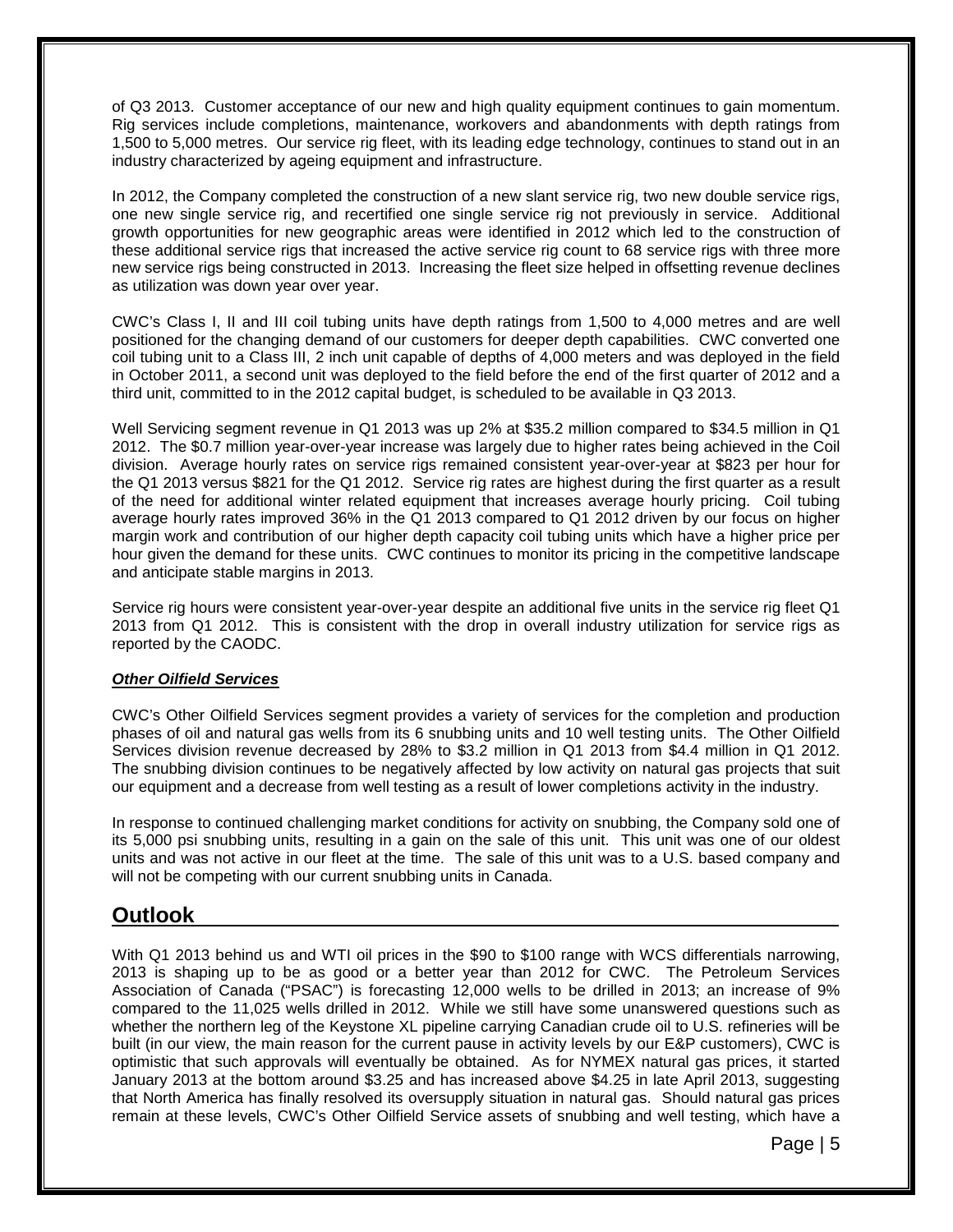of Q3 2013. Customer acceptance of our new and high quality equipment continues to gain momentum. Rig services include completions, maintenance, workovers and abandonments with depth ratings from 1,500 to 5,000 metres. Our service rig fleet, with its leading edge technology, continues to stand out in an industry characterized by ageing equipment and infrastructure.

In 2012, the Company completed the construction of a new slant service rig, two new double service rigs, one new single service rig, and recertified one single service rig not previously in service. Additional growth opportunities for new geographic areas were identified in 2012 which led to the construction of these additional service rigs that increased the active service rig count to 68 service rigs with three more new service rigs being constructed in 2013. Increasing the fleet size helped in offsetting revenue declines as utilization was down year over year.

CWC's Class I, II and III coil tubing units have depth ratings from 1,500 to 4,000 metres and are well positioned for the changing demand of our customers for deeper depth capabilities. CWC converted one coil tubing unit to a Class III, 2 inch unit capable of depths of 4,000 meters and was deployed in the field in October 2011, a second unit was deployed to the field before the end of the first quarter of 2012 and a third unit, committed to in the 2012 capital budget, is scheduled to be available in Q3 2013.

Well Servicing segment revenue in Q1 2013 was up 2% at $35.2 million compared to $34.5 million in Q1 2012. The $0.7 million year-over-year increase was largely due to higher rates being achieved in the Coil division. Average hourly rates on service rigs remained consistent year-over-year at $823 per hour for the Q1 2013 versus $821 for the Q1 2012. Service rig rates are highest during the first quarter as a result of the need for additional winter related equipment that increases average hourly pricing. Coil tubing average hourly rates improved 36% in the Q1 2013 compared to Q1 2012 driven by our focus on higher margin work and contribution of our higher depth capacity coil tubing units which have a higher price per hour given the demand for these units. CWC continues to monitor its pricing in the competitive landscape and anticipate stable margins in 2013.

Service rig hours were consistent year-over-year despite an additional five units in the service rig fleet Q1 2013 from Q1 2012. This is consistent with the drop in overall industry utilization for service rigs as reported by the CAODC.

***Other Oilfield Services***

CWC's Other Oilfield Services segment provides a variety of services for the completion and production phases of oil and natural gas wells from its 6 snubbing units and 10 well testing units. The Other Oilfield Services division revenue decreased by 28% to $3.2 million in Q1 2013 from $4.4 million in Q1 2012. The snubbing division continues to be negatively affected by low activity on natural gas projects that suit our equipment and a decrease from well testing as a result of lower completions activity in the industry.

In response to continued challenging market conditions for activity on snubbing, the Company sold one of its 5,000 psi snubbing units, resulting in a gain on the sale of this unit. This unit was one of our oldest units and was not active in our fleet at the time. The sale of this unit was to a U.S. based company and will not be competing with our current snubbing units in Canada.

## Outlook

With Q1 2013 behind us and WTI oil prices in the $90 to $100 range with WCS differentials narrowing, 2013 is shaping up to be as good or a better year than 2012 for CWC. The Petroleum Services Association of Canada ("PSAC") is forecasting 12,000 wells to be drilled in 2013; an increase of 9% compared to the 11,025 wells drilled in 2012. While we still have some unanswered questions such as whether the northern leg of the Keystone XL pipeline carrying Canadian crude oil to U.S. refineries will be built (in our view, the main reason for the current pause in activity levels by our E&P customers), CWC is optimistic that such approvals will eventually be obtained. As for NYMEX natural gas prices, it started January 2013 at the bottom around $3.25 and has increased above $4.25 in late April 2013, suggesting that North America has finally resolved its oversupply situation in natural gas. Should natural gas prices remain at these levels, CWC's Other Oilfield Service assets of snubbing and well testing, which have a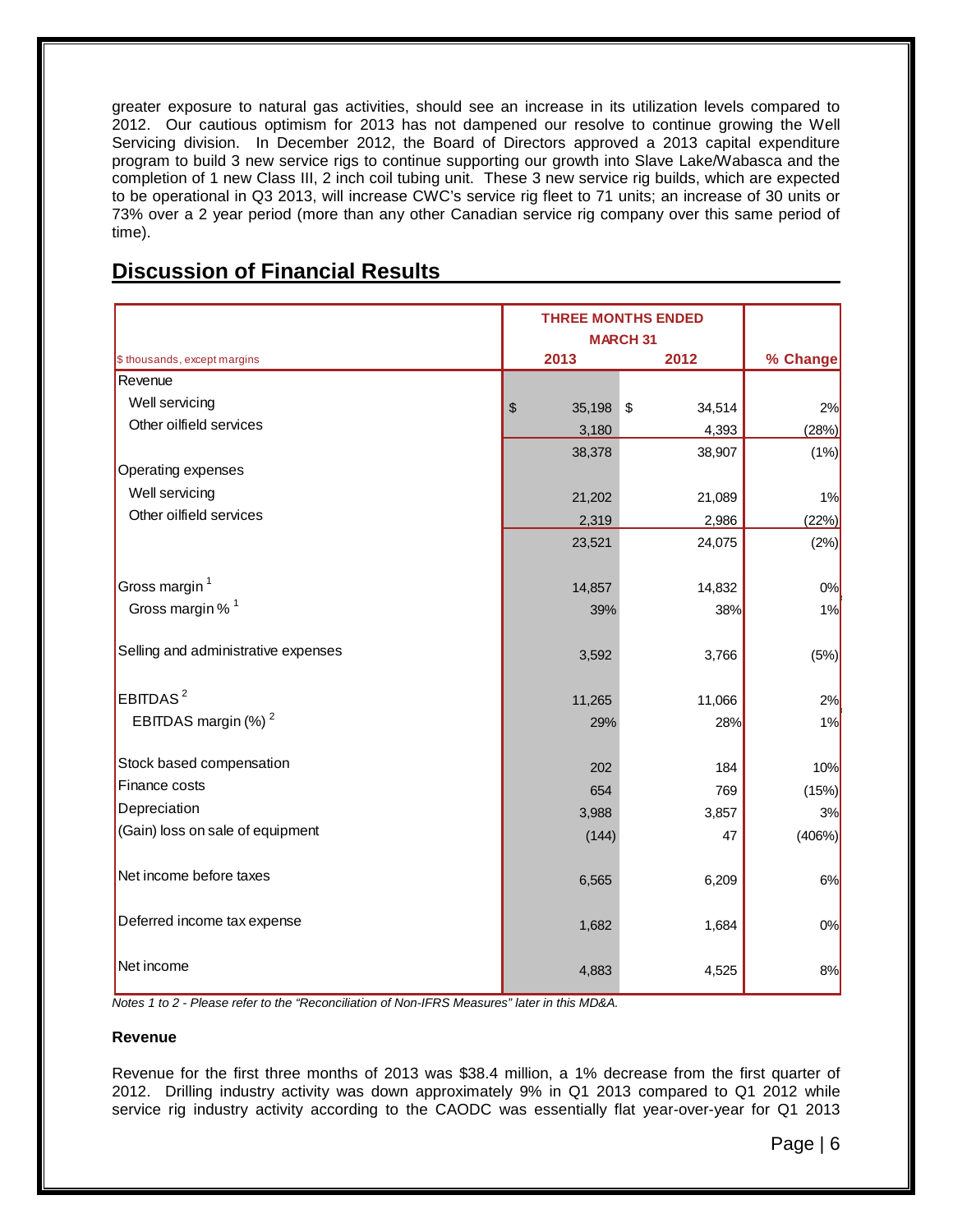greater exposure to natural gas activities, should see an increase in its utilization levels compared to 2012. Our cautious optimism for 2013 has not dampened our resolve to continue growing the Well Servicing division. In December 2012, the Board of Directors approved a 2013 capital expenditure program to build 3 new service rigs to continue supporting our growth into Slave Lake/Wabasca and the completion of 1 new Class III, 2 inch coil tubing unit. These 3 new service rig builds, which are expected to be operational in Q3 2013, will increase CWC's service rig fleet to 71 units; an increase of 30 units or 73% over a 2 year period (more than any other Canadian service rig company over this same period of time).

## Discussion of Financial Results

| | THREE MONTHS ENDED MARCH 31 | | |
|---|---|---|---|
| $ thousands, except margins | 2013 | 2012 | % Change |
| Revenue | | | |
| Well servicing | $ 35,198 | $ 34,514 | 2% |
| Other oilfield services | 3,180 | 4,393 | (28%) |
| | 38,378 | 38,907 | (1%) |
| Operating expenses | | | |
| Well servicing | 21,202 | 21,089 | 1% |
| Other oilfield services | 2,319 | 2,986 | (22%) |
| | 23,521 | 24,075 | (2%) |
| Gross margin [1] | 14,857 | 14,832 | 0% |
| Gross margin % [1] | 39% | 38% | 1% |
| Selling and administrative expenses | 3,592 | 3,766 | (5%) |
| EBITDAS [2] | 11,265 | 11,066 | 2% |
| EBITDAS margin (%) [2] | 29% | 28% | 1% |
| Stock based compensation | 202 | 184 | 10% |
| Finance costs | 654 | 769 | (15%) |
| Depreciation | 3,988 | 3,857 | 3% |
| (Gain) loss on sale of equipment | (144) | 47 | (406%) |
| Net income before taxes | 6,565 | 6,209 | 6% |
| Deferred income tax expense | 1,682 | 1,684 | 0% |
| Net income | 4,883 | 4,525 | 8% |

*Notes 1 to 2 - Please refer to the "Reconciliation of Non-IFRS Measures" later in this MD&A.*

**Revenue**

Revenue for the first three months of 2013 was $38.4 million, a 1% decrease from the first quarter of 2012. Drilling industry activity was down approximately 9% in Q1 2013 compared to Q1 2012 while service rig industry activity according to the CAODC was essentially flat year-over-year for Q1 2013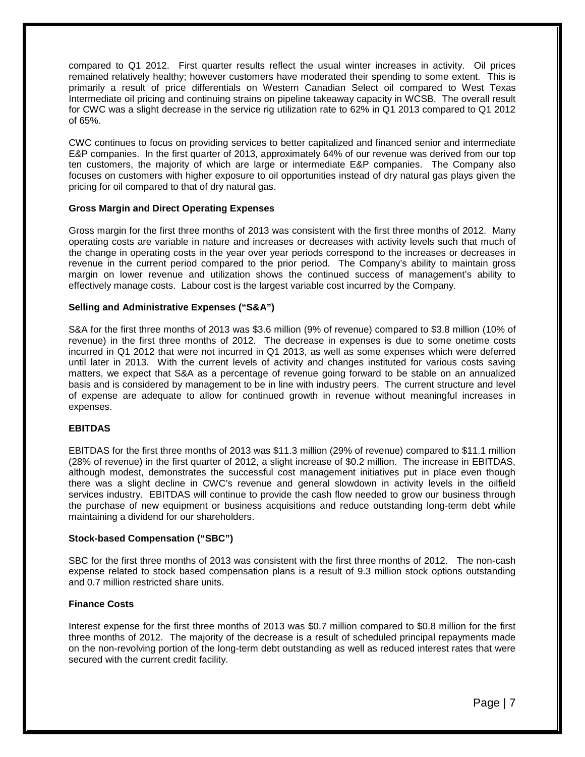compared to Q1 2012. First quarter results reflect the usual winter increases in activity. Oil prices remained relatively healthy; however customers have moderated their spending to some extent. This is primarily a result of price differentials on Western Canadian Select oil compared to West Texas Intermediate oil pricing and continuing strains on pipeline takeaway capacity in WCSB. The overall result for CWC was a slight decrease in the service rig utilization rate to 62% in Q1 2013 compared to Q1 2012 of 65%.

CWC continues to focus on providing services to better capitalized and financed senior and intermediate E&P companies. In the first quarter of 2013, approximately 64% of our revenue was derived from our top ten customers, the majority of which are large or intermediate E&P companies. The Company also focuses on customers with higher exposure to oil opportunities instead of dry natural gas plays given the pricing for oil compared to that of dry natural gas.

**Gross Margin and Direct Operating Expenses**

Gross margin for the first three months of 2013 was consistent with the first three months of 2012. Many operating costs are variable in nature and increases or decreases with activity levels such that much of the change in operating costs in the year over year periods correspond to the increases or decreases in revenue in the current period compared to the prior period. The Company's ability to maintain gross margin on lower revenue and utilization shows the continued success of management's ability to effectively manage costs. Labour cost is the largest variable cost incurred by the Company.

**Selling and Administrative Expenses ("S&A")**

S&A for the first three months of 2013 was $3.6 million (9% of revenue) compared to $3.8 million (10% of revenue) in the first three months of 2012. The decrease in expenses is due to some onetime costs incurred in Q1 2012 that were not incurred in Q1 2013, as well as some expenses which were deferred until later in 2013. With the current levels of activity and changes instituted for various costs saving matters, we expect that S&A as a percentage of revenue going forward to be stable on an annualized basis and is considered by management to be in line with industry peers. The current structure and level of expense are adequate to allow for continued growth in revenue without meaningful increases in expenses.

**EBITDAS**

EBITDAS for the first three months of 2013 was $11.3 million (29% of revenue) compared to $11.1 million (28% of revenue) in the first quarter of 2012, a slight increase of $0.2 million. The increase in EBITDAS, although modest, demonstrates the successful cost management initiatives put in place even though there was a slight decline in CWC's revenue and general slowdown in activity levels in the oilfield services industry. EBITDAS will continue to provide the cash flow needed to grow our business through the purchase of new equipment or business acquisitions and reduce outstanding long-term debt while maintaining a dividend for our shareholders.

**Stock-based Compensation ("SBC")**

SBC for the first three months of 2013 was consistent with the first three months of 2012. The non-cash expense related to stock based compensation plans is a result of 9.3 million stock options outstanding and 0.7 million restricted share units.

**Finance Costs**

Interest expense for the first three months of 2013 was $0.7 million compared to $0.8 million for the first three months of 2012. The majority of the decrease is a result of scheduled principal repayments made on the non-revolving portion of the long-term debt outstanding as well as reduced interest rates that were secured with the current credit facility.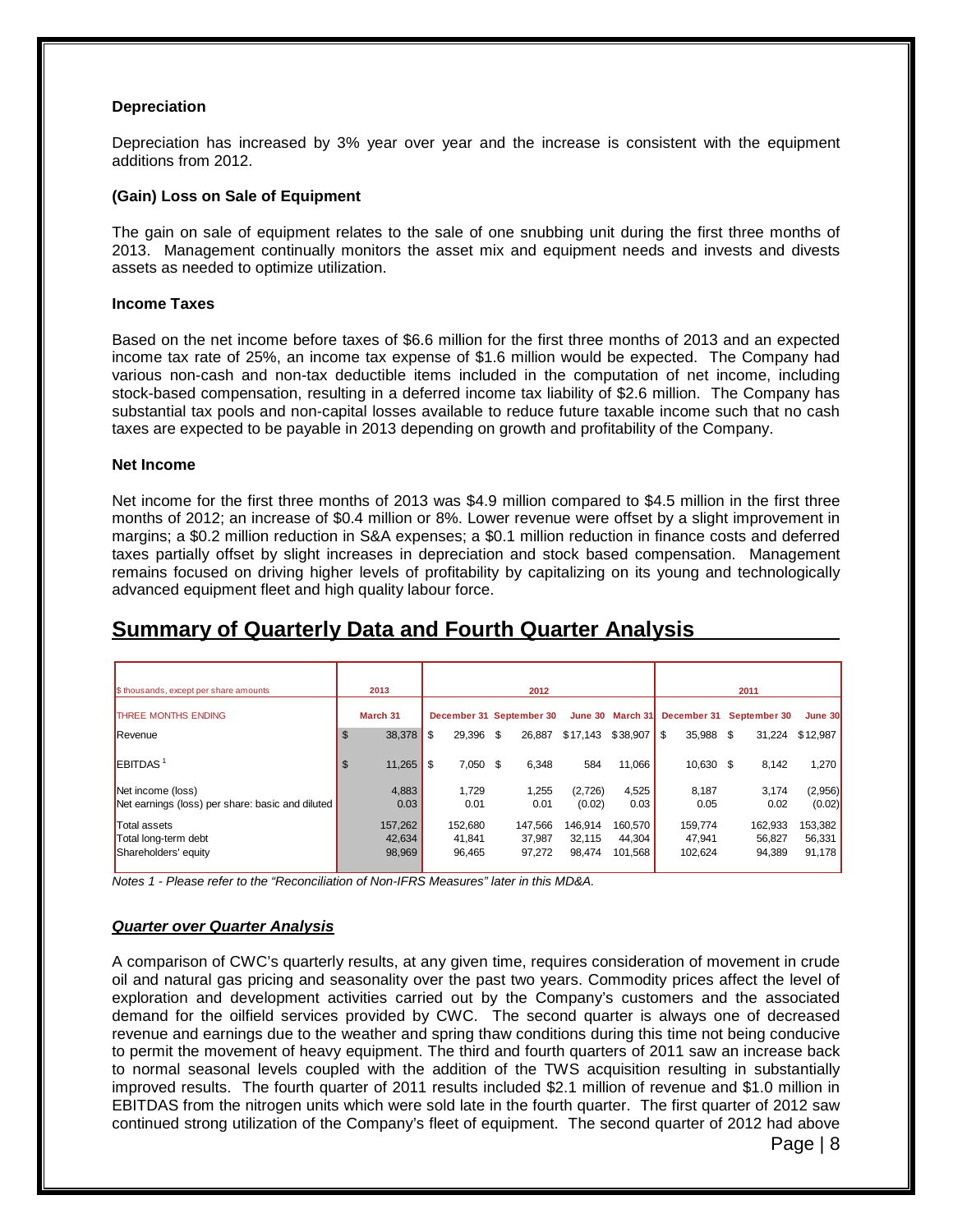#### Depreciation

Depreciation has increased by 3% year over year and the increase is consistent with the equipment additions from 2012.

#### (Gain) Loss on Sale of Equipment

The gain on sale of equipment relates to the sale of one snubbing unit during the first three months of 2013. Management continually monitors the asset mix and equipment needs and invests and divests assets as needed to optimize utilization.

#### Income Taxes

Based on the net income before taxes of $6.6 million for the first three months of 2013 and an expected income tax rate of 25%, an income tax expense of $1.6 million would be expected. The Company had various non-cash and non-tax deductible items included in the computation of net income, including stock-based compensation, resulting in a deferred income tax liability of $2.6 million. The Company has substantial tax pools and non-capital losses available to reduce future taxable income such that no cash taxes are expected to be payable in 2013 depending on growth and profitability of the Company.

#### Net Income

Net income for the first three months of 2013 was $4.9 million compared to $4.5 million in the first three months of 2012; an increase of $0.4 million or 8%. Lower revenue were offset by a slight improvement in margins; a $0.2 million reduction in S&A expenses; a $0.1 million reduction in finance costs and deferred taxes partially offset by slight increases in depreciation and stock based compensation. Management remains focused on driving higher levels of profitability by capitalizing on its young and technologically advanced equipment fleet and high quality labour force.

## Summary of Quarterly Data and Fourth Quarter Analysis

| $ thousands, except per share amounts | 2013 | 2012 | | | | 2011 | | |
|---|---|---|---|---|---|---|---|---|
| THREE MONTHS ENDING | March 31 | December 31 | September 30 | June 30 | March 31 | December 31 | September 30 | June 30 |
| Revenue | $ 38,378 | $ 29,396 | $ 26,887 | $17,143 | $38,907 | $ 35,988 | $ 31,224 | $12,987 |
| EBITDAS [1] | $ 11,265 | $ 7,050 | $ 6,348 | 584 | 11,066 | 10,630 | $ 8,142 | 1,270 |
| Net income (loss) | 4,883 | 1,729 | 1,255 | (2,726) | 4,525 | 8,187 | 3,174 | (2,956) |
| Net earnings (loss) per share: basic and diluted | 0.03 | 0.01 | 0.01 | (0.02) | 0.03 | 0.05 | 0.02 | (0.02) |
| Total assets | 157,262 | 152,680 | 147,566 | 146,914 | 160,570 | 159,774 | 162,933 | 153,382 |
| Total long-term debt | 42,634 | 41,841 | 37,987 | 32,115 | 44,304 | 47,941 | 56,827 | 56,331 |
| Shareholders' equity | 98,969 | 96,465 | 97,272 | 98,474 | 101,568 | 102,624 | 94,389 | 91,178 |

*Notes 1 - Please refer to the "Reconciliation of Non-IFRS Measures" later in this MD&A.*

#### ***Quarter over Quarter Analysis***

A comparison of CWC's quarterly results, at any given time, requires consideration of movement in crude oil and natural gas pricing and seasonality over the past two years. Commodity prices affect the level of exploration and development activities carried out by the Company's customers and the associated demand for the oilfield services provided by CWC. The second quarter is always one of decreased revenue and earnings due to the weather and spring thaw conditions during this time not being conducive to permit the movement of heavy equipment. The third and fourth quarters of 2011 saw an increase back to normal seasonal levels coupled with the addition of the TWS acquisition resulting in substantially improved results. The fourth quarter of 2011 results included $2.1 million of revenue and $1.0 million in EBITDAS from the nitrogen units which were sold late in the fourth quarter. The first quarter of 2012 saw continued strong utilization of the Company's fleet of equipment. The second quarter of 2012 had above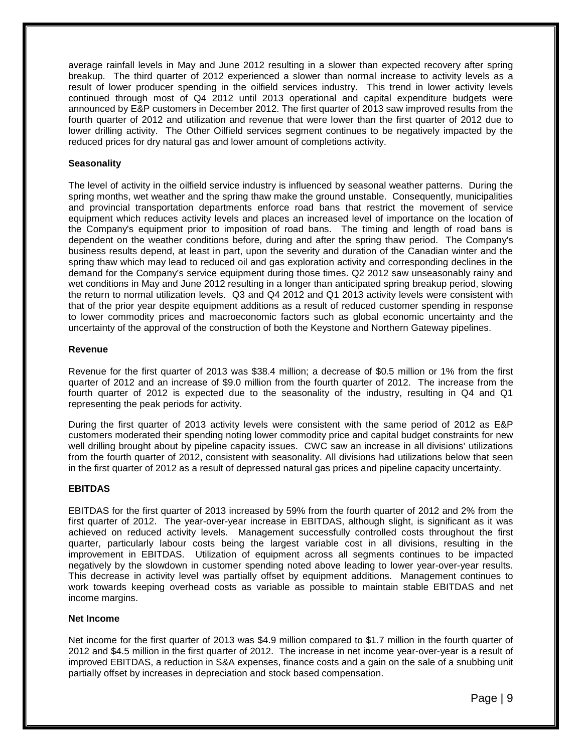average rainfall levels in May and June 2012 resulting in a slower than expected recovery after spring breakup. The third quarter of 2012 experienced a slower than normal increase to activity levels as a result of lower producer spending in the oilfield services industry. This trend in lower activity levels continued through most of Q4 2012 until 2013 operational and capital expenditure budgets were announced by E&P customers in December 2012. The first quarter of 2013 saw improved results from the fourth quarter of 2012 and utilization and revenue that were lower than the first quarter of 2012 due to lower drilling activity. The Other Oilfield services segment continues to be negatively impacted by the reduced prices for dry natural gas and lower amount of completions activity.

**Seasonality**

The level of activity in the oilfield service industry is influenced by seasonal weather patterns. During the spring months, wet weather and the spring thaw make the ground unstable. Consequently, municipalities and provincial transportation departments enforce road bans that restrict the movement of service equipment which reduces activity levels and places an increased level of importance on the location of the Company's equipment prior to imposition of road bans. The timing and length of road bans is dependent on the weather conditions before, during and after the spring thaw period. The Company's business results depend, at least in part, upon the severity and duration of the Canadian winter and the spring thaw which may lead to reduced oil and gas exploration activity and corresponding declines in the demand for the Company's service equipment during those times. Q2 2012 saw unseasonably rainy and wet conditions in May and June 2012 resulting in a longer than anticipated spring breakup period, slowing the return to normal utilization levels. Q3 and Q4 2012 and Q1 2013 activity levels were consistent with that of the prior year despite equipment additions as a result of reduced customer spending in response to lower commodity prices and macroeconomic factors such as global economic uncertainty and the uncertainty of the approval of the construction of both the Keystone and Northern Gateway pipelines.

**Revenue**

Revenue for the first quarter of 2013 was $38.4 million; a decrease of $0.5 million or 1% from the first quarter of 2012 and an increase of $9.0 million from the fourth quarter of 2012. The increase from the fourth quarter of 2012 is expected due to the seasonality of the industry, resulting in Q4 and Q1 representing the peak periods for activity.

During the first quarter of 2013 activity levels were consistent with the same period of 2012 as E&P customers moderated their spending noting lower commodity price and capital budget constraints for new well drilling brought about by pipeline capacity issues. CWC saw an increase in all divisions' utilizations from the fourth quarter of 2012, consistent with seasonality. All divisions had utilizations below that seen in the first quarter of 2012 as a result of depressed natural gas prices and pipeline capacity uncertainty.

**EBITDAS**

EBITDAS for the first quarter of 2013 increased by 59% from the fourth quarter of 2012 and 2% from the first quarter of 2012. The year-over-year increase in EBITDAS, although slight, is significant as it was achieved on reduced activity levels. Management successfully controlled costs throughout the first quarter, particularly labour costs being the largest variable cost in all divisions, resulting in the improvement in EBITDAS. Utilization of equipment across all segments continues to be impacted negatively by the slowdown in customer spending noted above leading to lower year-over-year results. This decrease in activity level was partially offset by equipment additions. Management continues to work towards keeping overhead costs as variable as possible to maintain stable EBITDAS and net income margins.

**Net Income**

Net income for the first quarter of 2013 was $4.9 million compared to $1.7 million in the fourth quarter of 2012 and $4.5 million in the first quarter of 2012. The increase in net income year-over-year is a result of improved EBITDAS, a reduction in S&A expenses, finance costs and a gain on the sale of a snubbing unit partially offset by increases in depreciation and stock based compensation.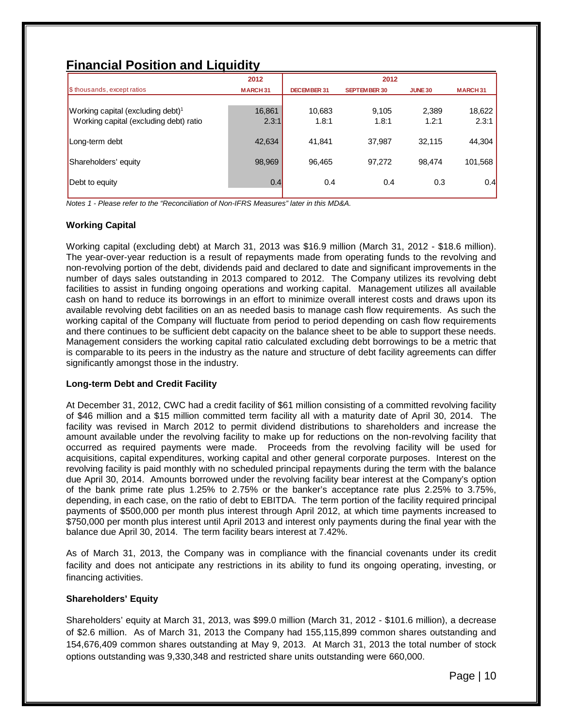## Financial Position and Liquidity

| $ thousands, except ratios | 2012 MARCH 31 | 2012 DECEMBER 31 | SEPTEMBER 30 | JUNE 30 | MARCH 31 |
|---|---|---|---|---|---|
| Working capital (excluding debt)[1] | 16,861 | 10,683 | 9,105 | 2,389 | 18,622 |
| Working capital (excluding debt) ratio | 2.3:1 | 1.8:1 | 1.8:1 | 1.2:1 | 2.3:1 |
| Long-term debt | 42,634 | 41,841 | 37,987 | 32,115 | 44,304 |
| Shareholders' equity | 98,969 | 96,465 | 97,272 | 98,474 | 101,568 |
| Debt to equity | 0.4 | 0.4 | 0.4 | 0.3 | 0.4 |

*Notes 1 - Please refer to the "Reconciliation of Non-IFRS Measures" later in this MD&A.*

### Working Capital

Working capital (excluding debt) at March 31, 2013 was $16.9 million (March 31, 2012 - $18.6 million). The year-over-year reduction is a result of repayments made from operating funds to the revolving and non-revolving portion of the debt, dividends paid and declared to date and significant improvements in the number of days sales outstanding in 2013 compared to 2012. The Company utilizes its revolving debt facilities to assist in funding ongoing operations and working capital. Management utilizes all available cash on hand to reduce its borrowings in an effort to minimize overall interest costs and draws upon its available revolving debt facilities on an as needed basis to manage cash flow requirements. As such the working capital of the Company will fluctuate from period to period depending on cash flow requirements and there continues to be sufficient debt capacity on the balance sheet to be able to support these needs. Management considers the working capital ratio calculated excluding debt borrowings to be a metric that is comparable to its peers in the industry as the nature and structure of debt facility agreements can differ significantly amongst those in the industry.

### Long-term Debt and Credit Facility

At December 31, 2012, CWC had a credit facility of $61 million consisting of a committed revolving facility of $46 million and a $15 million committed term facility all with a maturity date of April 30, 2014. The facility was revised in March 2012 to permit dividend distributions to shareholders and increase the amount available under the revolving facility to make up for reductions on the non-revolving facility that occurred as required payments were made. Proceeds from the revolving facility will be used for acquisitions, capital expenditures, working capital and other general corporate purposes. Interest on the revolving facility is paid monthly with no scheduled principal repayments during the term with the balance due April 30, 2014. Amounts borrowed under the revolving facility bear interest at the Company's option of the bank prime rate plus 1.25% to 2.75% or the banker's acceptance rate plus 2.25% to 3.75%, depending, in each case, on the ratio of debt to EBITDA. The term portion of the facility required principal payments of $500,000 per month plus interest through April 2012, at which time payments increased to $750,000 per month plus interest until April 2013 and interest only payments during the final year with the balance due April 30, 2014. The term facility bears interest at 7.42%.

As of March 31, 2013, the Company was in compliance with the financial covenants under its credit facility and does not anticipate any restrictions in its ability to fund its ongoing operating, investing, or financing activities.

### Shareholders' Equity

Shareholders' equity at March 31, 2013, was $99.0 million (March 31, 2012 - $101.6 million), a decrease of $2.6 million. As of March 31, 2013 the Company had 155,115,899 common shares outstanding and 154,676,409 common shares outstanding at May 9, 2013. At March 31, 2013 the total number of stock options outstanding was 9,330,348 and restricted share units outstanding were 660,000.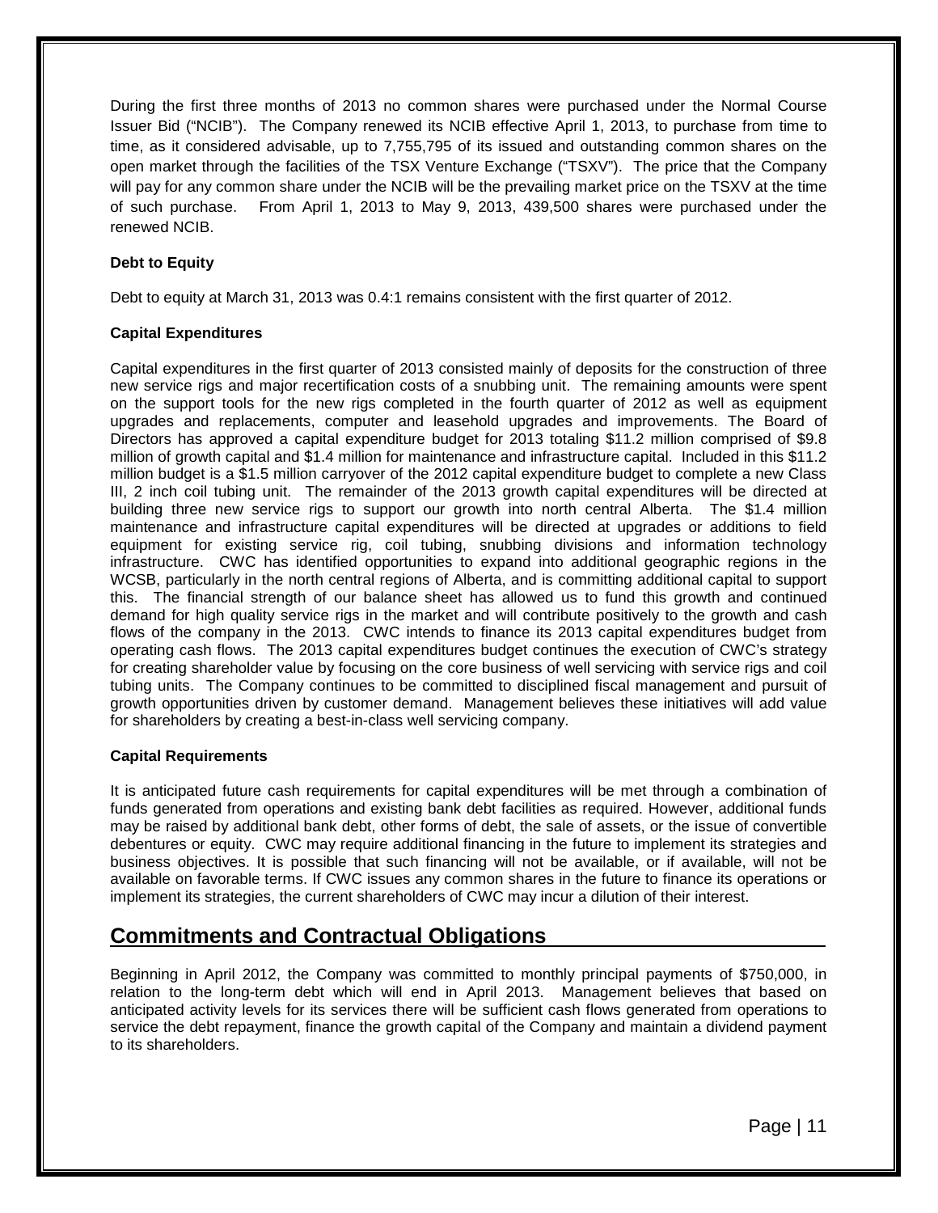During the first three months of 2013 no common shares were purchased under the Normal Course Issuer Bid ("NCIB"). The Company renewed its NCIB effective April 1, 2013, to purchase from time to time, as it considered advisable, up to 7,755,795 of its issued and outstanding common shares on the open market through the facilities of the TSX Venture Exchange ("TSXV"). The price that the Company will pay for any common share under the NCIB will be the prevailing market price on the TSXV at the time of such purchase. From April 1, 2013 to May 9, 2013, 439,500 shares were purchased under the renewed NCIB.

**Debt to Equity**

Debt to equity at March 31, 2013 was 0.4:1 remains consistent with the first quarter of 2012.

**Capital Expenditures**

Capital expenditures in the first quarter of 2013 consisted mainly of deposits for the construction of three new service rigs and major recertification costs of a snubbing unit. The remaining amounts were spent on the support tools for the new rigs completed in the fourth quarter of 2012 as well as equipment upgrades and replacements, computer and leasehold upgrades and improvements. The Board of Directors has approved a capital expenditure budget for 2013 totaling $11.2 million comprised of $9.8 million of growth capital and $1.4 million for maintenance and infrastructure capital. Included in this $11.2 million budget is a $1.5 million carryover of the 2012 capital expenditure budget to complete a new Class III, 2 inch coil tubing unit. The remainder of the 2013 growth capital expenditures will be directed at building three new service rigs to support our growth into north central Alberta. The $1.4 million maintenance and infrastructure capital expenditures will be directed at upgrades or additions to field equipment for existing service rig, coil tubing, snubbing divisions and information technology infrastructure. CWC has identified opportunities to expand into additional geographic regions in the WCSB, particularly in the north central regions of Alberta, and is committing additional capital to support this. The financial strength of our balance sheet has allowed us to fund this growth and continued demand for high quality service rigs in the market and will contribute positively to the growth and cash flows of the company in the 2013. CWC intends to finance its 2013 capital expenditures budget from operating cash flows. The 2013 capital expenditures budget continues the execution of CWC's strategy for creating shareholder value by focusing on the core business of well servicing with service rigs and coil tubing units. The Company continues to be committed to disciplined fiscal management and pursuit of growth opportunities driven by customer demand. Management believes these initiatives will add value for shareholders by creating a best-in-class well servicing company.

**Capital Requirements**

It is anticipated future cash requirements for capital expenditures will be met through a combination of funds generated from operations and existing bank debt facilities as required. However, additional funds may be raised by additional bank debt, other forms of debt, the sale of assets, or the issue of convertible debentures or equity. CWC may require additional financing in the future to implement its strategies and business objectives. It is possible that such financing will not be available, or if available, will not be available on favorable terms. If CWC issues any common shares in the future to finance its operations or implement its strategies, the current shareholders of CWC may incur a dilution of their interest.

## Commitments and Contractual Obligations

Beginning in April 2012, the Company was committed to monthly principal payments of $750,000, in relation to the long-term debt which will end in April 2013. Management believes that based on anticipated activity levels for its services there will be sufficient cash flows generated from operations to service the debt repayment, finance the growth capital of the Company and maintain a dividend payment to its shareholders.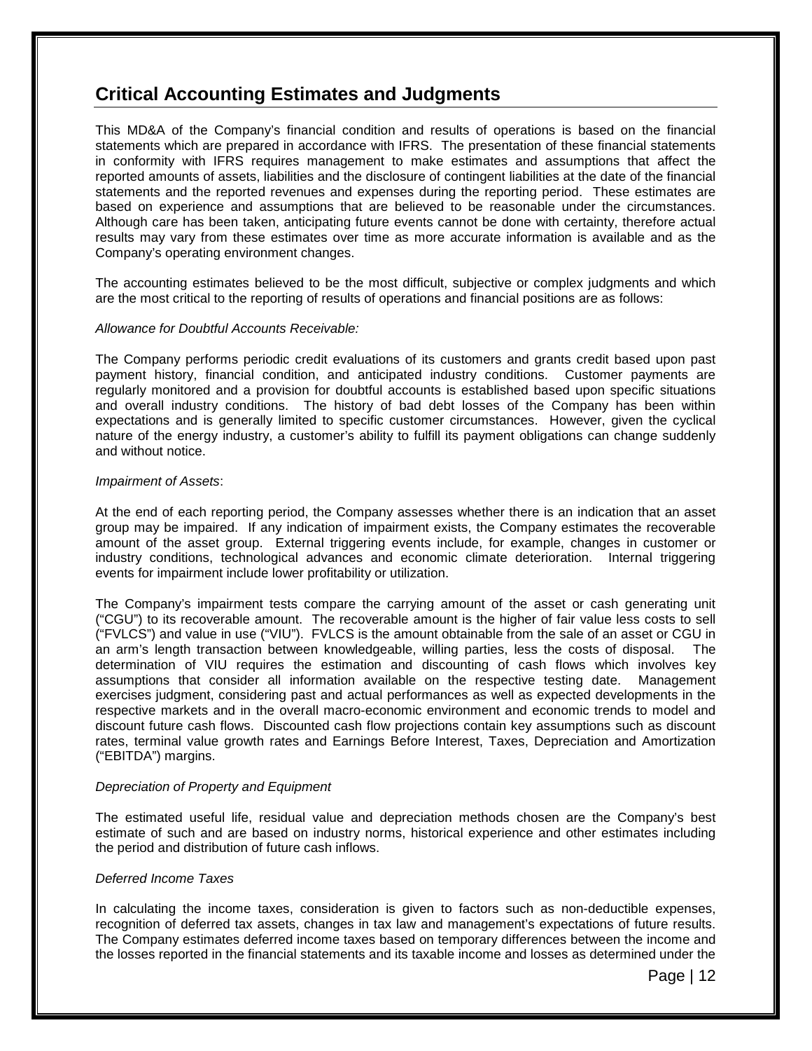## Critical Accounting Estimates and Judgments

This MD&A of the Company's financial condition and results of operations is based on the financial statements which are prepared in accordance with IFRS. The presentation of these financial statements in conformity with IFRS requires management to make estimates and assumptions that affect the reported amounts of assets, liabilities and the disclosure of contingent liabilities at the date of the financial statements and the reported revenues and expenses during the reporting period. These estimates are based on experience and assumptions that are believed to be reasonable under the circumstances. Although care has been taken, anticipating future events cannot be done with certainty, therefore actual results may vary from these estimates over time as more accurate information is available and as the Company's operating environment changes.

The accounting estimates believed to be the most difficult, subjective or complex judgments and which are the most critical to the reporting of results of operations and financial positions are as follows:

*Allowance for Doubtful Accounts Receivable:*

The Company performs periodic credit evaluations of its customers and grants credit based upon past payment history, financial condition, and anticipated industry conditions. Customer payments are regularly monitored and a provision for doubtful accounts is established based upon specific situations and overall industry conditions. The history of bad debt losses of the Company has been within expectations and is generally limited to specific customer circumstances. However, given the cyclical nature of the energy industry, a customer's ability to fulfill its payment obligations can change suddenly and without notice.

*Impairment of Assets*:

At the end of each reporting period, the Company assesses whether there is an indication that an asset group may be impaired. If any indication of impairment exists, the Company estimates the recoverable amount of the asset group. External triggering events include, for example, changes in customer or industry conditions, technological advances and economic climate deterioration. Internal triggering events for impairment include lower profitability or utilization.

The Company's impairment tests compare the carrying amount of the asset or cash generating unit ("CGU") to its recoverable amount. The recoverable amount is the higher of fair value less costs to sell ("FVLCS") and value in use ("VIU"). FVLCS is the amount obtainable from the sale of an asset or CGU in an arm's length transaction between knowledgeable, willing parties, less the costs of disposal. The determination of VIU requires the estimation and discounting of cash flows which involves key assumptions that consider all information available on the respective testing date. Management exercises judgment, considering past and actual performances as well as expected developments in the respective markets and in the overall macro-economic environment and economic trends to model and discount future cash flows. Discounted cash flow projections contain key assumptions such as discount rates, terminal value growth rates and Earnings Before Interest, Taxes, Depreciation and Amortization ("EBITDA") margins.

*Depreciation of Property and Equipment*

The estimated useful life, residual value and depreciation methods chosen are the Company's best estimate of such and are based on industry norms, historical experience and other estimates including the period and distribution of future cash inflows.

*Deferred Income Taxes*

In calculating the income taxes, consideration is given to factors such as non-deductible expenses, recognition of deferred tax assets, changes in tax law and management's expectations of future results. The Company estimates deferred income taxes based on temporary differences between the income and the losses reported in the financial statements and its taxable income and losses as determined under the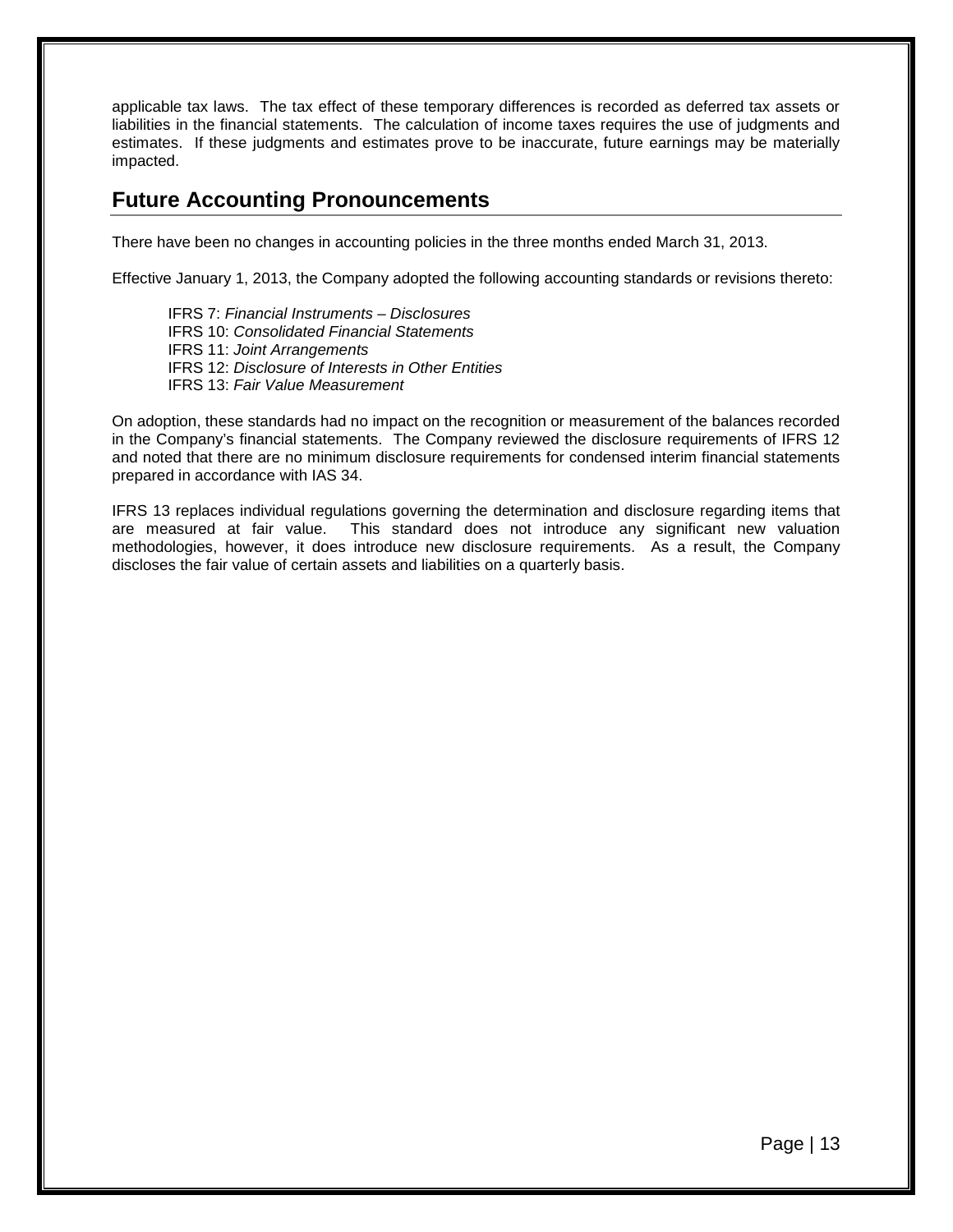applicable tax laws. The tax effect of these temporary differences is recorded as deferred tax assets or liabilities in the financial statements. The calculation of income taxes requires the use of judgments and estimates. If these judgments and estimates prove to be inaccurate, future earnings may be materially impacted.

## Future Accounting Pronouncements

There have been no changes in accounting policies in the three months ended March 31, 2013.

Effective January 1, 2013, the Company adopted the following accounting standards or revisions thereto:

IFRS 7: *Financial Instruments – Disclosures*
IFRS 10: *Consolidated Financial Statements*
IFRS 11: *Joint Arrangements*
IFRS 12: *Disclosure of Interests in Other Entities*
IFRS 13: *Fair Value Measurement*

On adoption, these standards had no impact on the recognition or measurement of the balances recorded in the Company's financial statements. The Company reviewed the disclosure requirements of IFRS 12 and noted that there are no minimum disclosure requirements for condensed interim financial statements prepared in accordance with IAS 34.

IFRS 13 replaces individual regulations governing the determination and disclosure regarding items that are measured at fair value. This standard does not introduce any significant new valuation methodologies, however, it does introduce new disclosure requirements. As a result, the Company discloses the fair value of certain assets and liabilities on a quarterly basis.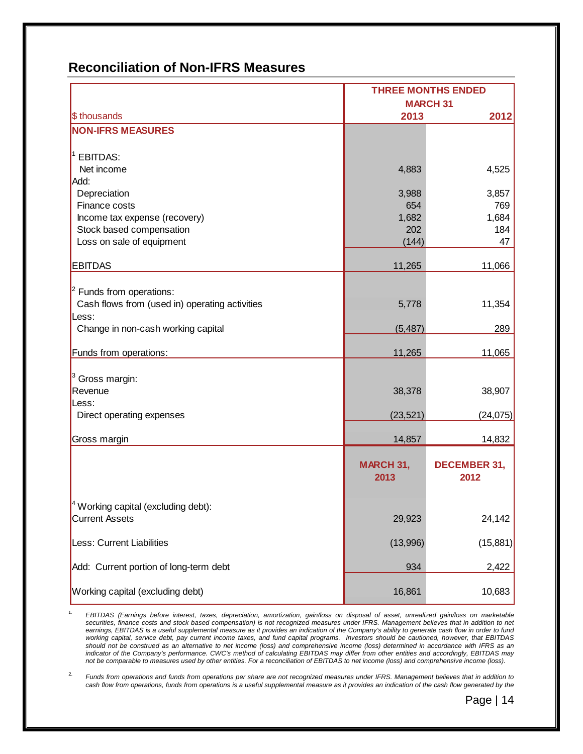## Reconciliation of Non-IFRS Measures

| $ thousands | THREE MONTHS ENDED MARCH 31 2013 | 2012 |
|---|---|---|
| **NON-IFRS MEASURES** | | |
| [1] EBITDAS: | | |
| Net income | 4,883 | 4,525 |
| Add: | | |
| Depreciation | 3,988 | 3,857 |
| Finance costs | 654 | 769 |
| Income tax expense (recovery) | 1,682 | 1,684 |
| Stock based compensation | 202 | 184 |
| Loss on sale of equipment | (144) | 47 |
| EBITDAS | 11,265 | 11,066 |
| [2] Funds from operations: | | |
| Cash flows from (used in) operating activities | 5,778 | 11,354 |
| Less: | | |
| Change in non-cash working capital | (5,487) | 289 |
| Funds from operations: | 11,265 | 11,065 |
| [3] Gross margin: | | |
| Revenue | 38,378 | 38,907 |
| Less: | | |
| Direct operating expenses | (23,521) | (24,075) |
| Gross margin | 14,857 | 14,832 |
| | **MARCH 31, 2013** | **DECEMBER 31, 2012** |
| [4] Working capital (excluding debt): | | |
| Current Assets | 29,923 | 24,142 |
| Less: Current Liabilities | (13,996) | (15,881) |
| Add: Current portion of long-term debt | 934 | 2,422 |
| Working capital (excluding debt) | 16,861 | 10,683 |

1. *EBITDAS (Earnings before interest, taxes, depreciation, amortization, gain/loss on disposal of asset, unrealized gain/loss on marketable securities, finance costs and stock based compensation) is not recognized measures under IFRS. Management believes that in addition to net earnings, EBITDAS is a useful supplemental measure as it provides an indication of the Company's ability to generate cash flow in order to fund working capital, service debt, pay current income taxes, and fund capital programs. Investors should be cautioned, however, that EBITDAS should not be construed as an alternative to net income (loss) and comprehensive income (loss) determined in accordance with IFRS as an indicator of the Company's performance. CWC's method of calculating EBITDAS may differ from other entities and accordingly, EBITDAS may not be comparable to measures used by other entities. For a reconciliation of EBITDAS to net income (loss) and comprehensive income (loss).*

2. *Funds from operations and funds from operations per share are not recognized measures under IFRS. Management believes that in addition to cash flow from operations, funds from operations is a useful supplemental measure as it provides an indication of the cash flow generated by the*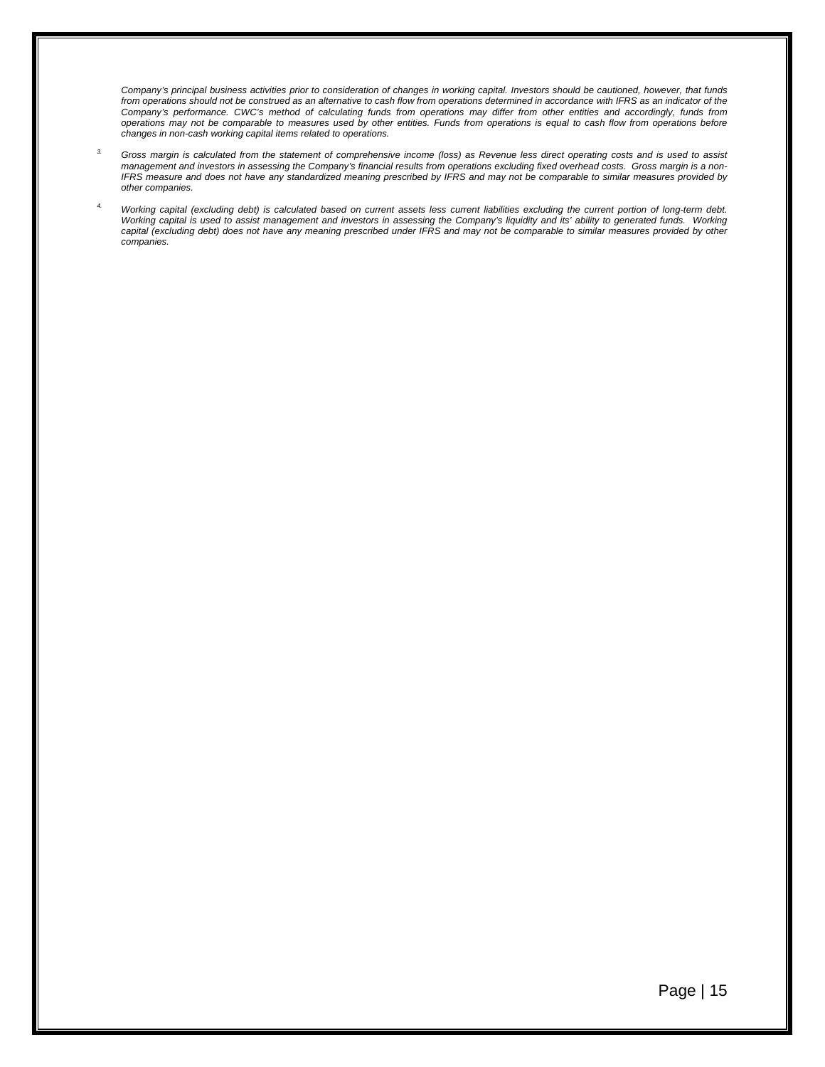*Company's principal business activities prior to consideration of changes in working capital. Investors should be cautioned, however, that funds from operations should not be construed as an alternative to cash flow from operations determined in accordance with IFRS as an indicator of the Company's performance. CWC's method of calculating funds from operations may differ from other entities and accordingly, funds from operations may not be comparable to measures used by other entities. Funds from operations is equal to cash flow from operations before changes in non-cash working capital items related to operations.*

3. *Gross margin is calculated from the statement of comprehensive income (loss) as Revenue less direct operating costs and is used to assist management and investors in assessing the Company's financial results from operations excluding fixed overhead costs. Gross margin is a non-IFRS measure and does not have any standardized meaning prescribed by IFRS and may not be comparable to similar measures provided by other companies.*

4. *Working capital (excluding debt) is calculated based on current assets less current liabilities excluding the current portion of long-term debt. Working capital is used to assist management and investors in assessing the Company's liquidity and its' ability to generated funds. Working capital (excluding debt) does not have any meaning prescribed under IFRS and may not be comparable to similar measures provided by other companies.*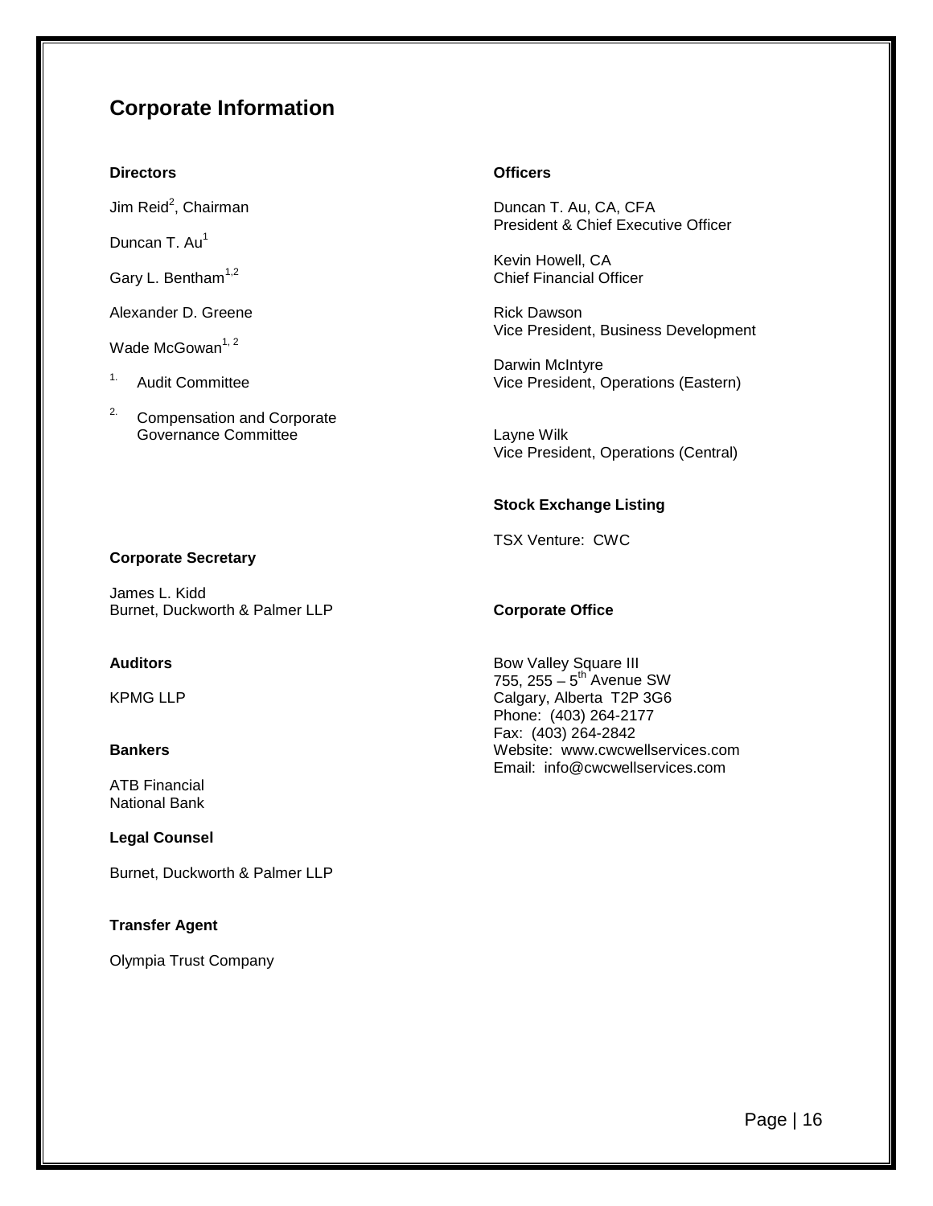## Corporate Information

**Directors**

Jim Reid[2], Chairman

Duncan T. Au[1]

Gary L. Bentham[1,2]

Alexander D. Greene

Wade McGowan[1, 2]

1. Audit Committee

2. Compensation and Corporate Governance Committee

**Corporate Secretary**

James L. Kidd
Burnet, Duckworth & Palmer LLP

**Auditors**

KPMG LLP

**Bankers**

ATB Financial
National Bank

**Legal Counsel**

Burnet, Duckworth & Palmer LLP

**Transfer Agent**

Olympia Trust Company

**Officers**

Duncan T. Au, CA, CFA
President & Chief Executive Officer

Kevin Howell, CA
Chief Financial Officer

Rick Dawson
Vice President, Business Development

Darwin McIntyre
Vice President, Operations (Eastern)

Layne Wilk
Vice President, Operations (Central)

**Stock Exchange Listing**

TSX Venture: CWC

**Corporate Office**

Bow Valley Square III
755, 255 – 5th Avenue SW
Calgary, Alberta T2P 3G6
Phone: (403) 264-2177
Fax: (403) 264-2842
Website: www.cwcwellservices.com
Email: info@cwcwellservices.com